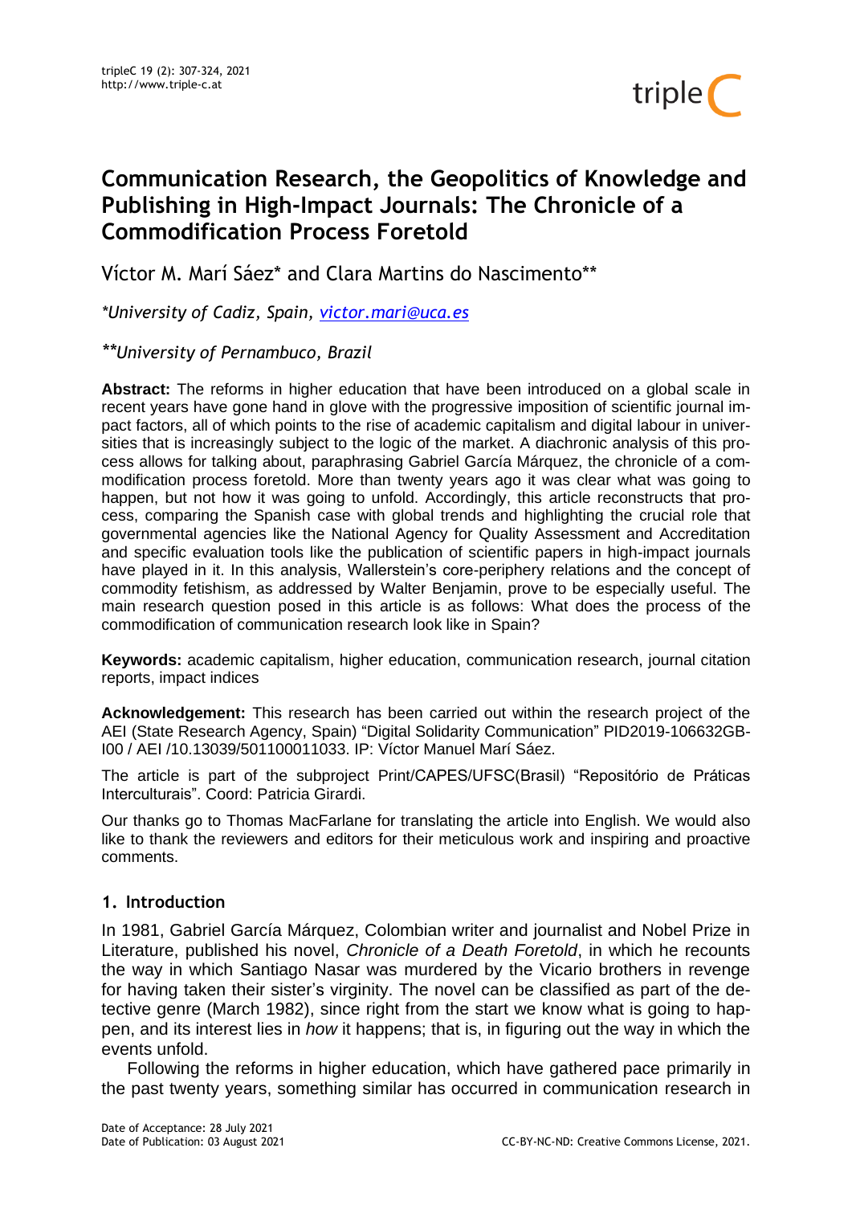# Communication Research, the Geopolitics of Knowledge and Publishing in High-Impact Journals: The Chronicle of a Commodification Process Foretold

Víctor M. Marí Sáez* and Clara Martins do Nascimento**

*\*University of Cadiz, Spain, victor.mari@uca.es*

*\*\*University of Pernambuco, Brazil*

**Abstract:** The reforms in higher education that have been introduced on a global scale in recent years have gone hand in glove with the progressive imposition of scientific journal impact factors, all of which points to the rise of academic capitalism and digital labour in universities that is increasingly subject to the logic of the market. A diachronic analysis of this process allows for talking about, paraphrasing Gabriel García Márquez, the chronicle of a commodification process foretold. More than twenty years ago it was clear what was going to happen, but not how it was going to unfold. Accordingly, this article reconstructs that process, comparing the Spanish case with global trends and highlighting the crucial role that governmental agencies like the National Agency for Quality Assessment and Accreditation and specific evaluation tools like the publication of scientific papers in high-impact journals have played in it. In this analysis, Wallerstein's core-periphery relations and the concept of commodity fetishism, as addressed by Walter Benjamin, prove to be especially useful. The main research question posed in this article is as follows: What does the process of the commodification of communication research look like in Spain?

**Keywords:** academic capitalism, higher education, communication research, journal citation reports, impact indices

**Acknowledgement:** This research has been carried out within the research project of the AEI (State Research Agency, Spain) "Digital Solidarity Communication" PID2019-106632GB-I00 / AEI /10.13039/501100011033. IP: Víctor Manuel Marí Sáez.

The article is part of the subproject Print/CAPES/UFSC(Brasil) "Repositório de Práticas Interculturais". Coord: Patricia Girardi.

Our thanks go to Thomas MacFarlane for translating the article into English. We would also like to thank the reviewers and editors for their meticulous work and inspiring and proactive comments.

## 1. Introduction

In 1981, Gabriel García Márquez, Colombian writer and journalist and Nobel Prize in Literature, published his novel, *Chronicle of a Death Foretold*, in which he recounts the way in which Santiago Nasar was murdered by the Vicario brothers in revenge for having taken their sister's virginity. The novel can be classified as part of the detective genre (March 1982), since right from the start we know what is going to happen, and its interest lies in *how* it happens; that is, in figuring out the way in which the events unfold.

Following the reforms in higher education, which have gathered pace primarily in the past twenty years, something similar has occurred in communication research in

Date of Acceptance: 28 July 2021
Date of Publication: 03 August 2021
CC-BY-NC-ND: Creative Commons License, 2021.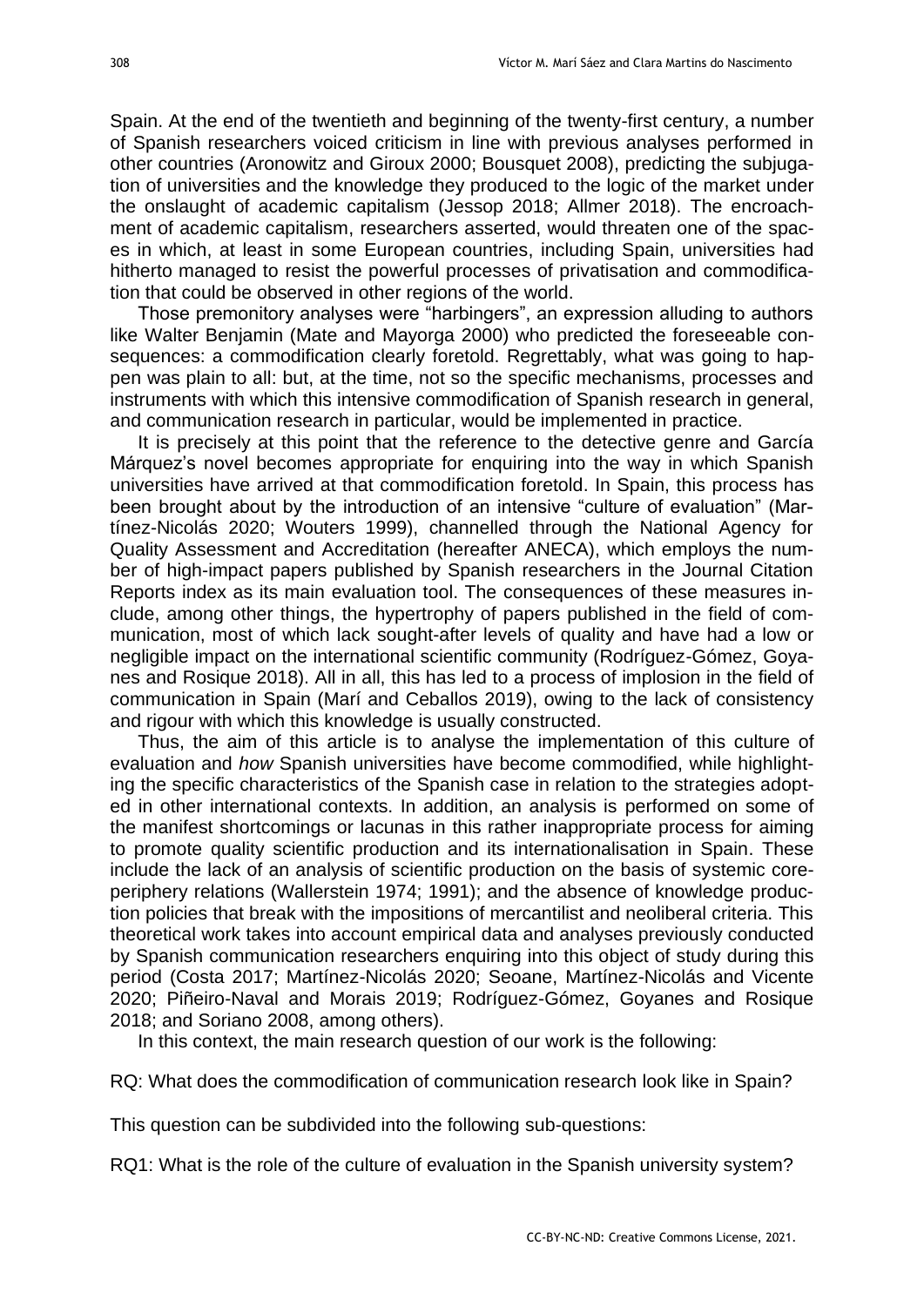Spain. At the end of the twentieth and beginning of the twenty-first century, a number of Spanish researchers voiced criticism in line with previous analyses performed in other countries (Aronowitz and Giroux 2000; Bousquet 2008), predicting the subjugation of universities and the knowledge they produced to the logic of the market under the onslaught of academic capitalism (Jessop 2018; Allmer 2018). The encroachment of academic capitalism, researchers asserted, would threaten one of the spaces in which, at least in some European countries, including Spain, universities had hitherto managed to resist the powerful processes of privatisation and commodification that could be observed in other regions of the world.

Those premonitory analyses were "harbingers", an expression alluding to authors like Walter Benjamin (Mate and Mayorga 2000) who predicted the foreseeable consequences: a commodification clearly foretold. Regrettably, what was going to happen was plain to all: but, at the time, not so the specific mechanisms, processes and instruments with which this intensive commodification of Spanish research in general, and communication research in particular, would be implemented in practice.

It is precisely at this point that the reference to the detective genre and García Márquez's novel becomes appropriate for enquiring into the way in which Spanish universities have arrived at that commodification foretold. In Spain, this process has been brought about by the introduction of an intensive "culture of evaluation" (Martínez-Nicolás 2020; Wouters 1999), channelled through the National Agency for Quality Assessment and Accreditation (hereafter ANECA), which employs the number of high-impact papers published by Spanish researchers in the Journal Citation Reports index as its main evaluation tool. The consequences of these measures include, among other things, the hypertrophy of papers published in the field of communication, most of which lack sought-after levels of quality and have had a low or negligible impact on the international scientific community (Rodríguez-Gómez, Goyanes and Rosique 2018). All in all, this has led to a process of implosion in the field of communication in Spain (Marí and Ceballos 2019), owing to the lack of consistency and rigour with which this knowledge is usually constructed.

Thus, the aim of this article is to analyse the implementation of this culture of evaluation and *how* Spanish universities have become commodified, while highlighting the specific characteristics of the Spanish case in relation to the strategies adopted in other international contexts. In addition, an analysis is performed on some of the manifest shortcomings or lacunas in this rather inappropriate process for aiming to promote quality scientific production and its internationalisation in Spain. These include the lack of an analysis of scientific production on the basis of systemic core-periphery relations (Wallerstein 1974; 1991); and the absence of knowledge production policies that break with the impositions of mercantilist and neoliberal criteria. This theoretical work takes into account empirical data and analyses previously conducted by Spanish communication researchers enquiring into this object of study during this period (Costa 2017; Martínez-Nicolás 2020; Seoane, Martínez-Nicolás and Vicente 2020; Piñeiro-Naval and Morais 2019; Rodríguez-Gómez, Goyanes and Rosique 2018; and Soriano 2008, among others).

In this context, the main research question of our work is the following:

RQ: What does the commodification of communication research look like in Spain?

This question can be subdivided into the following sub-questions:

RQ1: What is the role of the culture of evaluation in the Spanish university system?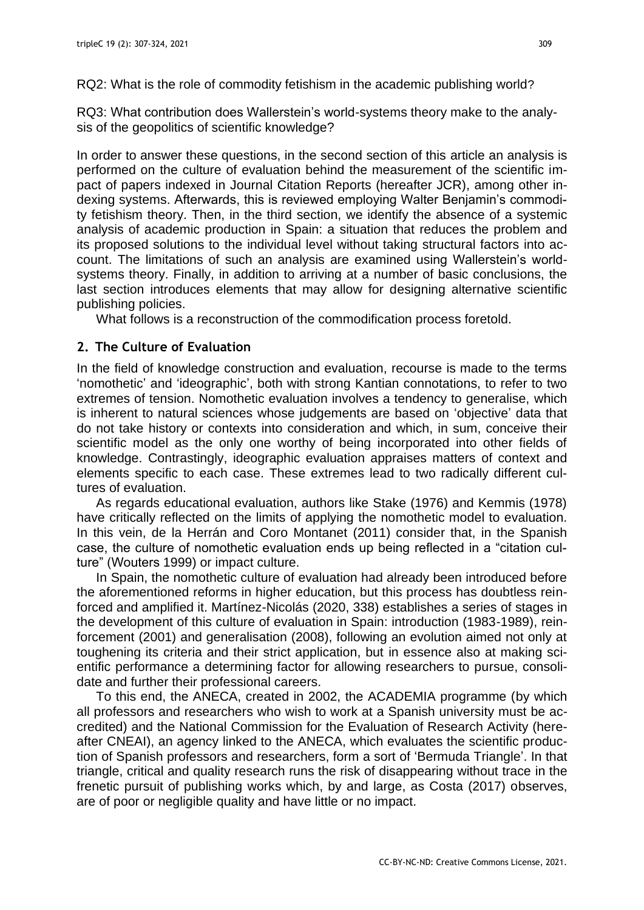RQ2: What is the role of commodity fetishism in the academic publishing world?

RQ3: What contribution does Wallerstein's world-systems theory make to the analysis of the geopolitics of scientific knowledge?

In order to answer these questions, in the second section of this article an analysis is performed on the culture of evaluation behind the measurement of the scientific impact of papers indexed in Journal Citation Reports (hereafter JCR), among other indexing systems. Afterwards, this is reviewed employing Walter Benjamin's commodity fetishism theory. Then, in the third section, we identify the absence of a systemic analysis of academic production in Spain: a situation that reduces the problem and its proposed solutions to the individual level without taking structural factors into account. The limitations of such an analysis are examined using Wallerstein's world-systems theory. Finally, in addition to arriving at a number of basic conclusions, the last section introduces elements that may allow for designing alternative scientific publishing policies.

What follows is a reconstruction of the commodification process foretold.

## 2. The Culture of Evaluation

In the field of knowledge construction and evaluation, recourse is made to the terms 'nomothetic' and 'ideographic', both with strong Kantian connotations, to refer to two extremes of tension. Nomothetic evaluation involves a tendency to generalise, which is inherent to natural sciences whose judgements are based on 'objective' data that do not take history or contexts into consideration and which, in sum, conceive their scientific model as the only one worthy of being incorporated into other fields of knowledge. Contrastingly, ideographic evaluation appraises matters of context and elements specific to each case. These extremes lead to two radically different cultures of evaluation.

As regards educational evaluation, authors like Stake (1976) and Kemmis (1978) have critically reflected on the limits of applying the nomothetic model to evaluation. In this vein, de la Herrán and Coro Montanet (2011) consider that, in the Spanish case, the culture of nomothetic evaluation ends up being reflected in a "citation culture" (Wouters 1999) or impact culture.

In Spain, the nomothetic culture of evaluation had already been introduced before the aforementioned reforms in higher education, but this process has doubtless reinforced and amplified it. Martínez-Nicolás (2020, 338) establishes a series of stages in the development of this culture of evaluation in Spain: introduction (1983-1989), reinforcement (2001) and generalisation (2008), following an evolution aimed not only at toughening its criteria and their strict application, but in essence also at making scientific performance a determining factor for allowing researchers to pursue, consolidate and further their professional careers.

To this end, the ANECA, created in 2002, the ACADEMIA programme (by which all professors and researchers who wish to work at a Spanish university must be accredited) and the National Commission for the Evaluation of Research Activity (hereafter CNEAI), an agency linked to the ANECA, which evaluates the scientific production of Spanish professors and researchers, form a sort of 'Bermuda Triangle'. In that triangle, critical and quality research runs the risk of disappearing without trace in the frenetic pursuit of publishing works which, by and large, as Costa (2017) observes, are of poor or negligible quality and have little or no impact.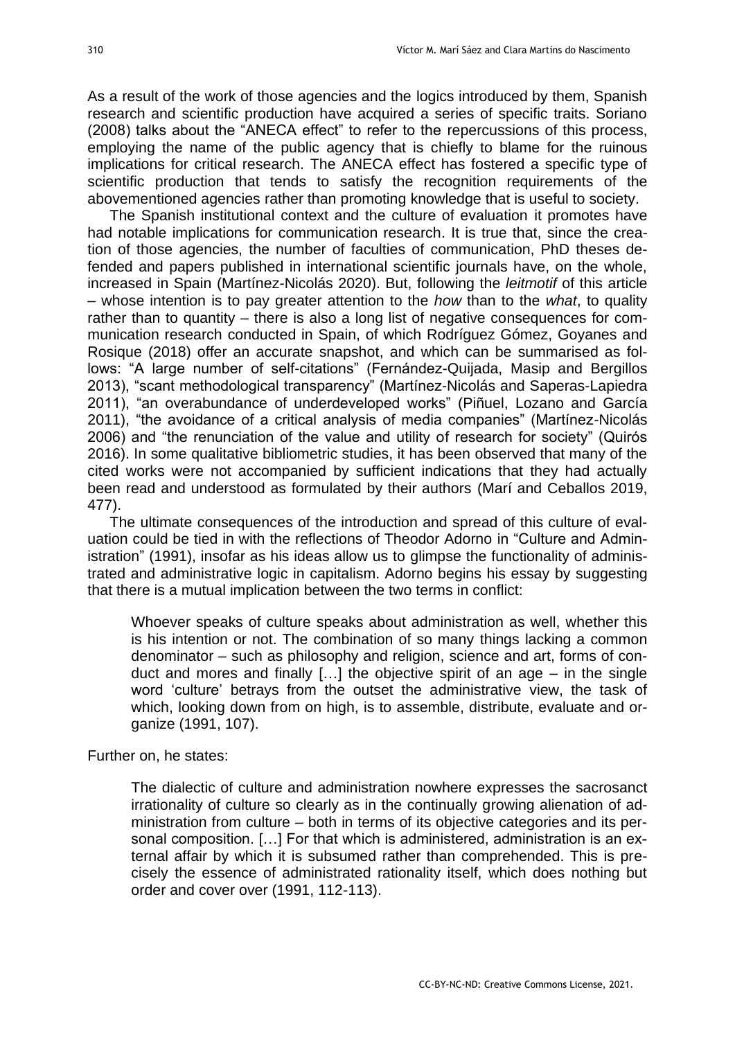As a result of the work of those agencies and the logics introduced by them, Spanish research and scientific production have acquired a series of specific traits. Soriano (2008) talks about the "ANECA effect" to refer to the repercussions of this process, employing the name of the public agency that is chiefly to blame for the ruinous implications for critical research. The ANECA effect has fostered a specific type of scientific production that tends to satisfy the recognition requirements of the abovementioned agencies rather than promoting knowledge that is useful to society.

The Spanish institutional context and the culture of evaluation it promotes have had notable implications for communication research. It is true that, since the creation of those agencies, the number of faculties of communication, PhD theses defended and papers published in international scientific journals have, on the whole, increased in Spain (Martínez-Nicolás 2020). But, following the *leitmotif* of this article – whose intention is to pay greater attention to the *how* than to the *what*, to quality rather than to quantity – there is also a long list of negative consequences for communication research conducted in Spain, of which Rodríguez Gómez, Goyanes and Rosique (2018) offer an accurate snapshot, and which can be summarised as follows: "A large number of self-citations" (Fernández-Quijada, Masip and Bergillos 2013), "scant methodological transparency" (Martínez-Nicolás and Saperas-Lapiedra 2011), "an overabundance of underdeveloped works" (Piñuel, Lozano and García 2011), "the avoidance of a critical analysis of media companies" (Martínez-Nicolás 2006) and "the renunciation of the value and utility of research for society" (Quirós 2016). In some qualitative bibliometric studies, it has been observed that many of the cited works were not accompanied by sufficient indications that they had actually been read and understood as formulated by their authors (Marí and Ceballos 2019, 477).

The ultimate consequences of the introduction and spread of this culture of evaluation could be tied in with the reflections of Theodor Adorno in "Culture and Administration" (1991), insofar as his ideas allow us to glimpse the functionality of administrated and administrative logic in capitalism. Adorno begins his essay by suggesting that there is a mutual implication between the two terms in conflict:

> Whoever speaks of culture speaks about administration as well, whether this is his intention or not. The combination of so many things lacking a common denominator – such as philosophy and religion, science and art, forms of conduct and mores and finally […] the objective spirit of an age – in the single word 'culture' betrays from the outset the administrative view, the task of which, looking down from on high, is to assemble, distribute, evaluate and organize (1991, 107).

Further on, he states:

> The dialectic of culture and administration nowhere expresses the sacrosanct irrationality of culture so clearly as in the continually growing alienation of administration from culture – both in terms of its objective categories and its personal composition. […] For that which is administered, administration is an external affair by which it is subsumed rather than comprehended. This is precisely the essence of administrated rationality itself, which does nothing but order and cover over (1991, 112-113).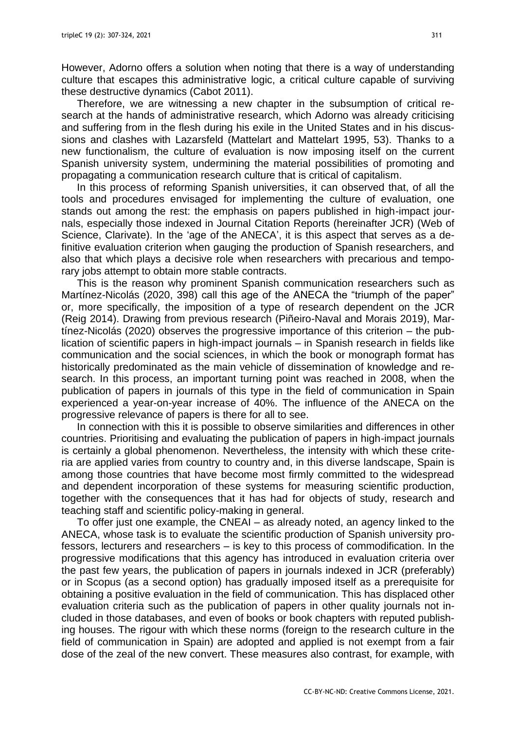However, Adorno offers a solution when noting that there is a way of understanding culture that escapes this administrative logic, a critical culture capable of surviving these destructive dynamics (Cabot 2011).

Therefore, we are witnessing a new chapter in the subsumption of critical research at the hands of administrative research, which Adorno was already criticising and suffering from in the flesh during his exile in the United States and in his discussions and clashes with Lazarsfeld (Mattelart and Mattelart 1995, 53). Thanks to a new functionalism, the culture of evaluation is now imposing itself on the current Spanish university system, undermining the material possibilities of promoting and propagating a communication research culture that is critical of capitalism.

In this process of reforming Spanish universities, it can observed that, of all the tools and procedures envisaged for implementing the culture of evaluation, one stands out among the rest: the emphasis on papers published in high-impact journals, especially those indexed in Journal Citation Reports (hereinafter JCR) (Web of Science, Clarivate). In the 'age of the ANECA', it is this aspect that serves as a definitive evaluation criterion when gauging the production of Spanish researchers, and also that which plays a decisive role when researchers with precarious and temporary jobs attempt to obtain more stable contracts.

This is the reason why prominent Spanish communication researchers such as Martínez-Nicolás (2020, 398) call this age of the ANECA the "triumph of the paper" or, more specifically, the imposition of a type of research dependent on the JCR (Reig 2014). Drawing from previous research (Piñeiro-Naval and Morais 2019), Martínez-Nicolás (2020) observes the progressive importance of this criterion – the publication of scientific papers in high-impact journals – in Spanish research in fields like communication and the social sciences, in which the book or monograph format has historically predominated as the main vehicle of dissemination of knowledge and research. In this process, an important turning point was reached in 2008, when the publication of papers in journals of this type in the field of communication in Spain experienced a year-on-year increase of 40%. The influence of the ANECA on the progressive relevance of papers is there for all to see.

In connection with this it is possible to observe similarities and differences in other countries. Prioritising and evaluating the publication of papers in high-impact journals is certainly a global phenomenon. Nevertheless, the intensity with which these criteria are applied varies from country to country and, in this diverse landscape, Spain is among those countries that have become most firmly committed to the widespread and dependent incorporation of these systems for measuring scientific production, together with the consequences that it has had for objects of study, research and teaching staff and scientific policy-making in general.

To offer just one example, the CNEAI – as already noted, an agency linked to the ANECA, whose task is to evaluate the scientific production of Spanish university professors, lecturers and researchers – is key to this process of commodification. In the progressive modifications that this agency has introduced in evaluation criteria over the past few years, the publication of papers in journals indexed in JCR (preferably) or in Scopus (as a second option) has gradually imposed itself as a prerequisite for obtaining a positive evaluation in the field of communication. This has displaced other evaluation criteria such as the publication of papers in other quality journals not included in those databases, and even of books or book chapters with reputed publishing houses. The rigour with which these norms (foreign to the research culture in the field of communication in Spain) are adopted and applied is not exempt from a fair dose of the zeal of the new convert. These measures also contrast, for example, with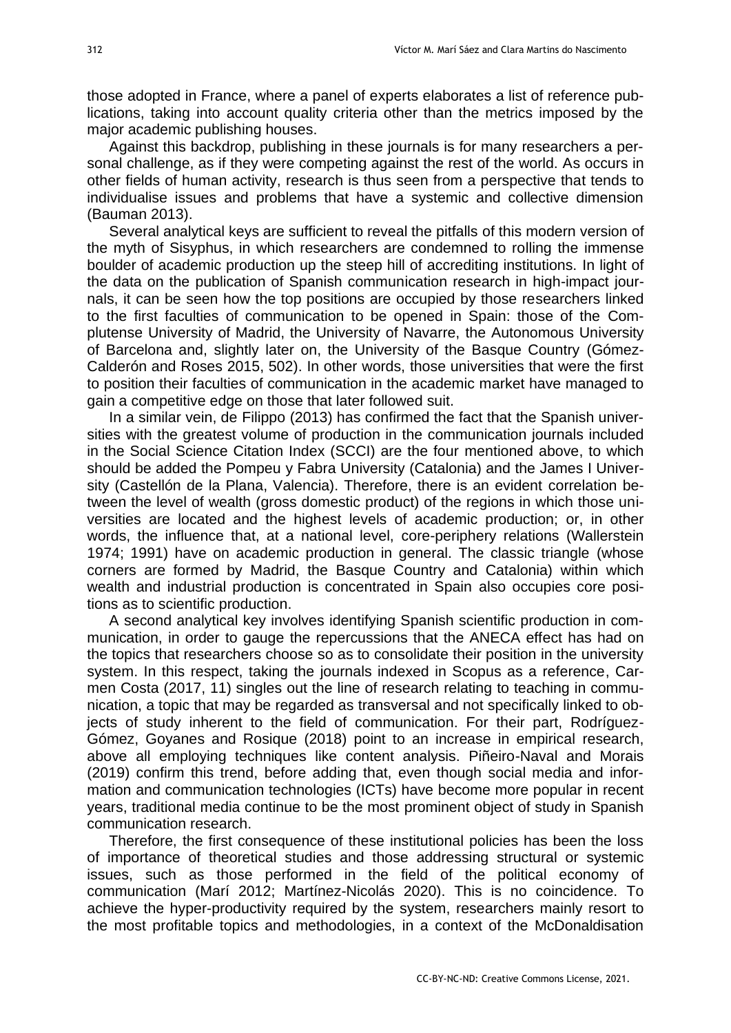those adopted in France, where a panel of experts elaborates a list of reference publications, taking into account quality criteria other than the metrics imposed by the major academic publishing houses.

Against this backdrop, publishing in these journals is for many researchers a personal challenge, as if they were competing against the rest of the world. As occurs in other fields of human activity, research is thus seen from a perspective that tends to individualise issues and problems that have a systemic and collective dimension (Bauman 2013).

Several analytical keys are sufficient to reveal the pitfalls of this modern version of the myth of Sisyphus, in which researchers are condemned to rolling the immense boulder of academic production up the steep hill of accrediting institutions. In light of the data on the publication of Spanish communication research in high-impact journals, it can be seen how the top positions are occupied by those researchers linked to the first faculties of communication to be opened in Spain: those of the Complutense University of Madrid, the University of Navarre, the Autonomous University of Barcelona and, slightly later on, the University of the Basque Country (Gómez-Calderón and Roses 2015, 502). In other words, those universities that were the first to position their faculties of communication in the academic market have managed to gain a competitive edge on those that later followed suit.

In a similar vein, de Filippo (2013) has confirmed the fact that the Spanish universities with the greatest volume of production in the communication journals included in the Social Science Citation Index (SCCI) are the four mentioned above, to which should be added the Pompeu y Fabra University (Catalonia) and the James I University (Castellón de la Plana, Valencia). Therefore, there is an evident correlation between the level of wealth (gross domestic product) of the regions in which those universities are located and the highest levels of academic production; or, in other words, the influence that, at a national level, core-periphery relations (Wallerstein 1974; 1991) have on academic production in general. The classic triangle (whose corners are formed by Madrid, the Basque Country and Catalonia) within which wealth and industrial production is concentrated in Spain also occupies core positions as to scientific production.

A second analytical key involves identifying Spanish scientific production in communication, in order to gauge the repercussions that the ANECA effect has had on the topics that researchers choose so as to consolidate their position in the university system. In this respect, taking the journals indexed in Scopus as a reference, Carmen Costa (2017, 11) singles out the line of research relating to teaching in communication, a topic that may be regarded as transversal and not specifically linked to objects of study inherent to the field of communication. For their part, Rodríguez-Gómez, Goyanes and Rosique (2018) point to an increase in empirical research, above all employing techniques like content analysis. Piñeiro-Naval and Morais (2019) confirm this trend, before adding that, even though social media and information and communication technologies (ICTs) have become more popular in recent years, traditional media continue to be the most prominent object of study in Spanish communication research.

Therefore, the first consequence of these institutional policies has been the loss of importance of theoretical studies and those addressing structural or systemic issues, such as those performed in the field of the political economy of communication (Marí 2012; Martínez-Nicolás 2020). This is no coincidence. To achieve the hyper-productivity required by the system, researchers mainly resort to the most profitable topics and methodologies, in a context of the McDonaldisation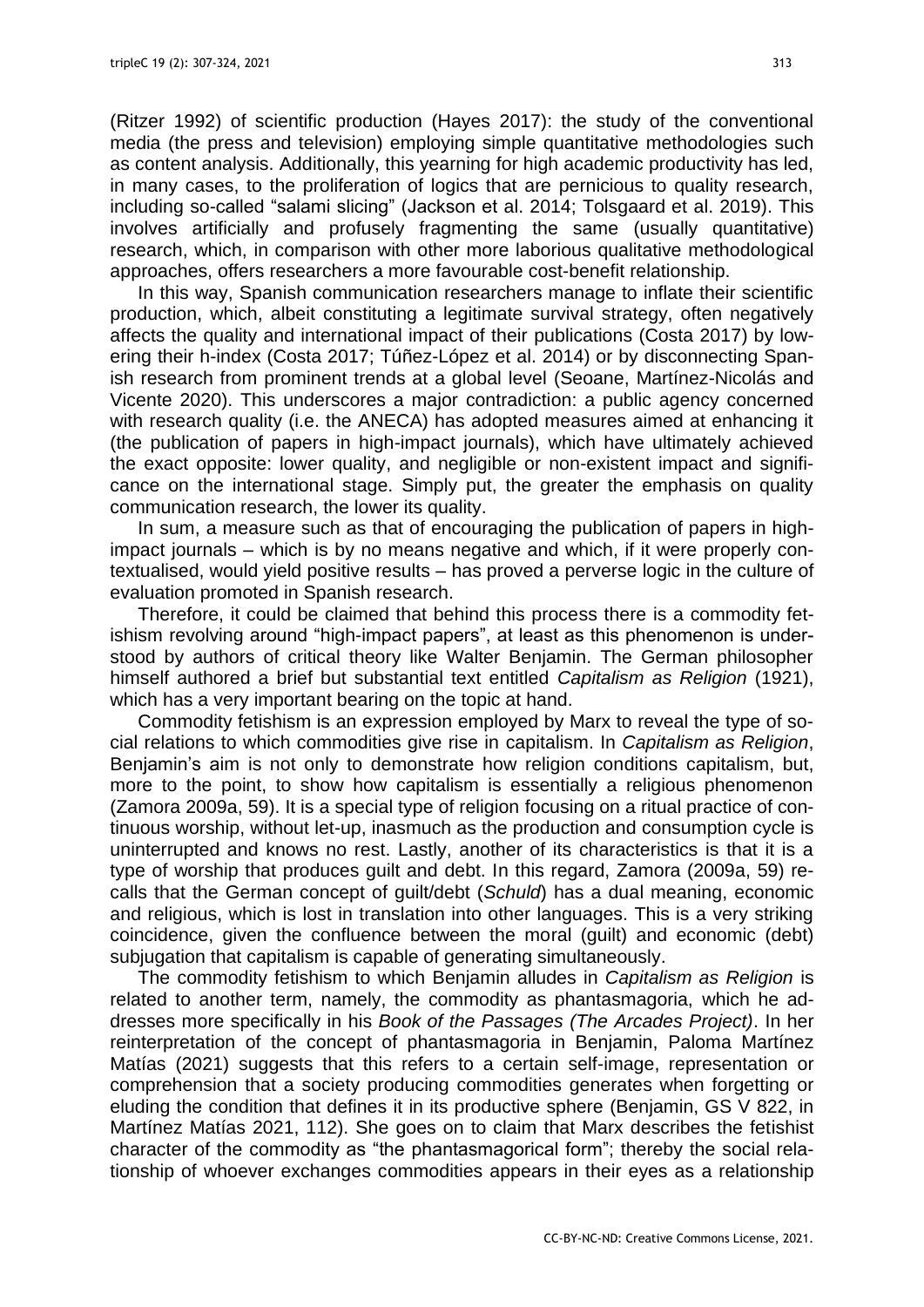(Ritzer 1992) of scientific production (Hayes 2017): the study of the conventional media (the press and television) employing simple quantitative methodologies such as content analysis. Additionally, this yearning for high academic productivity has led, in many cases, to the proliferation of logics that are pernicious to quality research, including so-called "salami slicing" (Jackson et al. 2014; Tolsgaard et al. 2019). This involves artificially and profusely fragmenting the same (usually quantitative) research, which, in comparison with other more laborious qualitative methodological approaches, offers researchers a more favourable cost-benefit relationship.

In this way, Spanish communication researchers manage to inflate their scientific production, which, albeit constituting a legitimate survival strategy, often negatively affects the quality and international impact of their publications (Costa 2017) by lowering their h-index (Costa 2017; Túñez-López et al. 2014) or by disconnecting Spanish research from prominent trends at a global level (Seoane, Martínez-Nicolás and Vicente 2020). This underscores a major contradiction: a public agency concerned with research quality (i.e. the ANECA) has adopted measures aimed at enhancing it (the publication of papers in high-impact journals), which have ultimately achieved the exact opposite: lower quality, and negligible or non-existent impact and significance on the international stage. Simply put, the greater the emphasis on quality communication research, the lower its quality.

In sum, a measure such as that of encouraging the publication of papers in high-impact journals – which is by no means negative and which, if it were properly contextualised, would yield positive results – has proved a perverse logic in the culture of evaluation promoted in Spanish research.

Therefore, it could be claimed that behind this process there is a commodity fetishism revolving around "high-impact papers", at least as this phenomenon is understood by authors of critical theory like Walter Benjamin. The German philosopher himself authored a brief but substantial text entitled *Capitalism as Religion* (1921), which has a very important bearing on the topic at hand.

Commodity fetishism is an expression employed by Marx to reveal the type of social relations to which commodities give rise in capitalism. In *Capitalism as Religion*, Benjamin's aim is not only to demonstrate how religion conditions capitalism, but, more to the point, to show how capitalism is essentially a religious phenomenon (Zamora 2009a, 59). It is a special type of religion focusing on a ritual practice of continuous worship, without let-up, inasmuch as the production and consumption cycle is uninterrupted and knows no rest. Lastly, another of its characteristics is that it is a type of worship that produces guilt and debt. In this regard, Zamora (2009a, 59) recalls that the German concept of guilt/debt (*Schuld*) has a dual meaning, economic and religious, which is lost in translation into other languages. This is a very striking coincidence, given the confluence between the moral (guilt) and economic (debt) subjugation that capitalism is capable of generating simultaneously.

The commodity fetishism to which Benjamin alludes in *Capitalism as Religion* is related to another term, namely, the commodity as phantasmagoria, which he addresses more specifically in his *Book of the Passages (The Arcades Project)*. In her reinterpretation of the concept of phantasmagoria in Benjamin, Paloma Martínez Matías (2021) suggests that this refers to a certain self-image, representation or comprehension that a society producing commodities generates when forgetting or eluding the condition that defines it in its productive sphere (Benjamin, GS V 822, in Martínez Matías 2021, 112). She goes on to claim that Marx describes the fetishist character of the commodity as "the phantasmagorical form"; thereby the social relationship of whoever exchanges commodities appears in their eyes as a relationship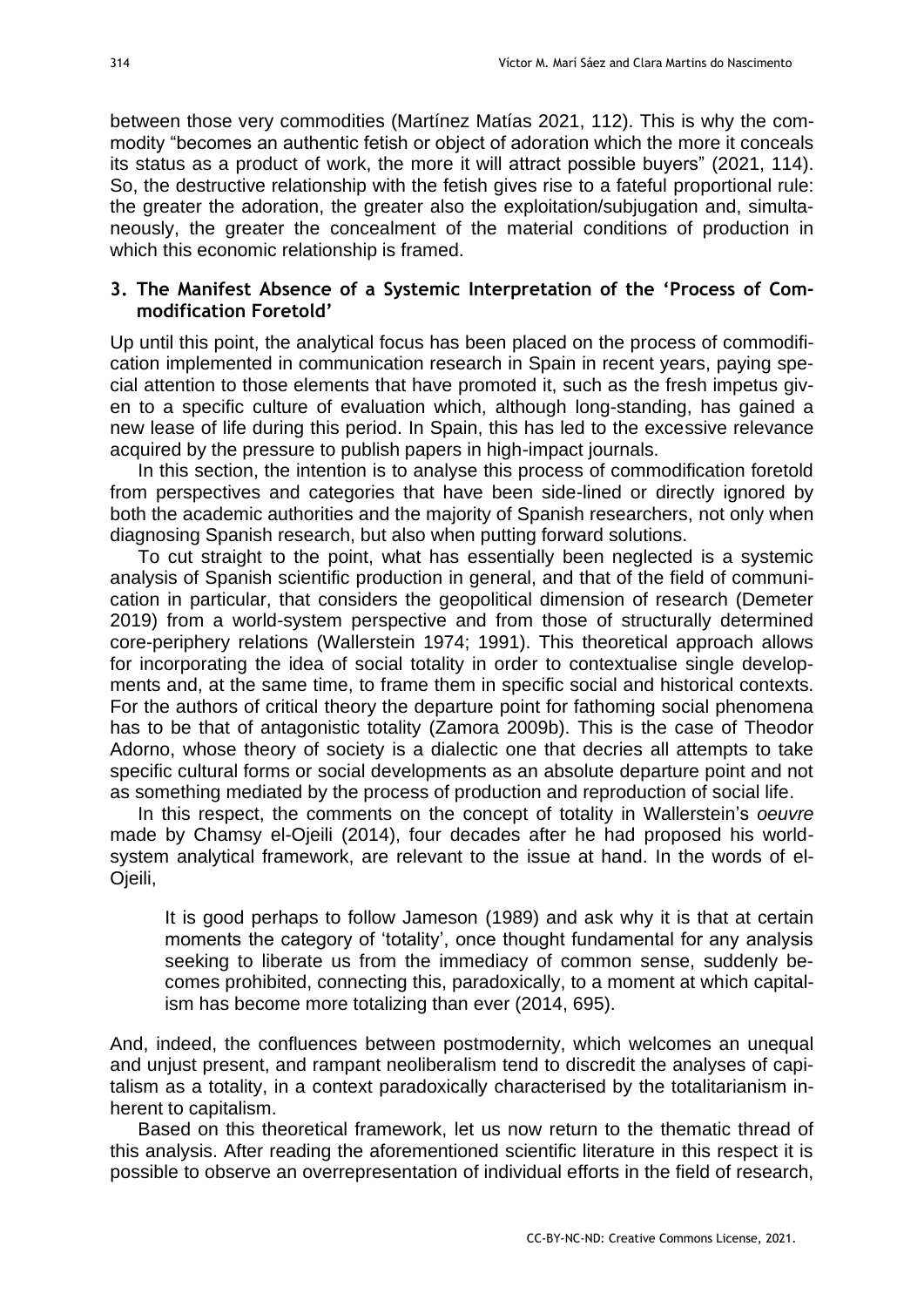between those very commodities (Martínez Matías 2021, 112). This is why the commodity "becomes an authentic fetish or object of adoration which the more it conceals its status as a product of work, the more it will attract possible buyers" (2021, 114). So, the destructive relationship with the fetish gives rise to a fateful proportional rule: the greater the adoration, the greater also the exploitation/subjugation and, simultaneously, the greater the concealment of the material conditions of production in which this economic relationship is framed.

## 3. The Manifest Absence of a Systemic Interpretation of the 'Process of Commodification Foretold'

Up until this point, the analytical focus has been placed on the process of commodification implemented in communication research in Spain in recent years, paying special attention to those elements that have promoted it, such as the fresh impetus given to a specific culture of evaluation which, although long-standing, has gained a new lease of life during this period. In Spain, this has led to the excessive relevance acquired by the pressure to publish papers in high-impact journals.

In this section, the intention is to analyse this process of commodification foretold from perspectives and categories that have been side-lined or directly ignored by both the academic authorities and the majority of Spanish researchers, not only when diagnosing Spanish research, but also when putting forward solutions.

To cut straight to the point, what has essentially been neglected is a systemic analysis of Spanish scientific production in general, and that of the field of communication in particular, that considers the geopolitical dimension of research (Demeter 2019) from a world-system perspective and from those of structurally determined core-periphery relations (Wallerstein 1974; 1991). This theoretical approach allows for incorporating the idea of social totality in order to contextualise single developments and, at the same time, to frame them in specific social and historical contexts. For the authors of critical theory the departure point for fathoming social phenomena has to be that of antagonistic totality (Zamora 2009b). This is the case of Theodor Adorno, whose theory of society is a dialectic one that decries all attempts to take specific cultural forms or social developments as an absolute departure point and not as something mediated by the process of production and reproduction of social life.

In this respect, the comments on the concept of totality in Wallerstein's *oeuvre* made by Chamsy el-Ojeili (2014), four decades after he had proposed his world-system analytical framework, are relevant to the issue at hand. In the words of el-Ojeili,

> It is good perhaps to follow Jameson (1989) and ask why it is that at certain moments the category of 'totality', once thought fundamental for any analysis seeking to liberate us from the immediacy of common sense, suddenly becomes prohibited, connecting this, paradoxically, to a moment at which capitalism has become more totalizing than ever (2014, 695).

And, indeed, the confluences between postmodernity, which welcomes an unequal and unjust present, and rampant neoliberalism tend to discredit the analyses of capitalism as a totality, in a context paradoxically characterised by the totalitarianism inherent to capitalism.

Based on this theoretical framework, let us now return to the thematic thread of this analysis. After reading the aforementioned scientific literature in this respect it is possible to observe an overrepresentation of individual efforts in the field of research,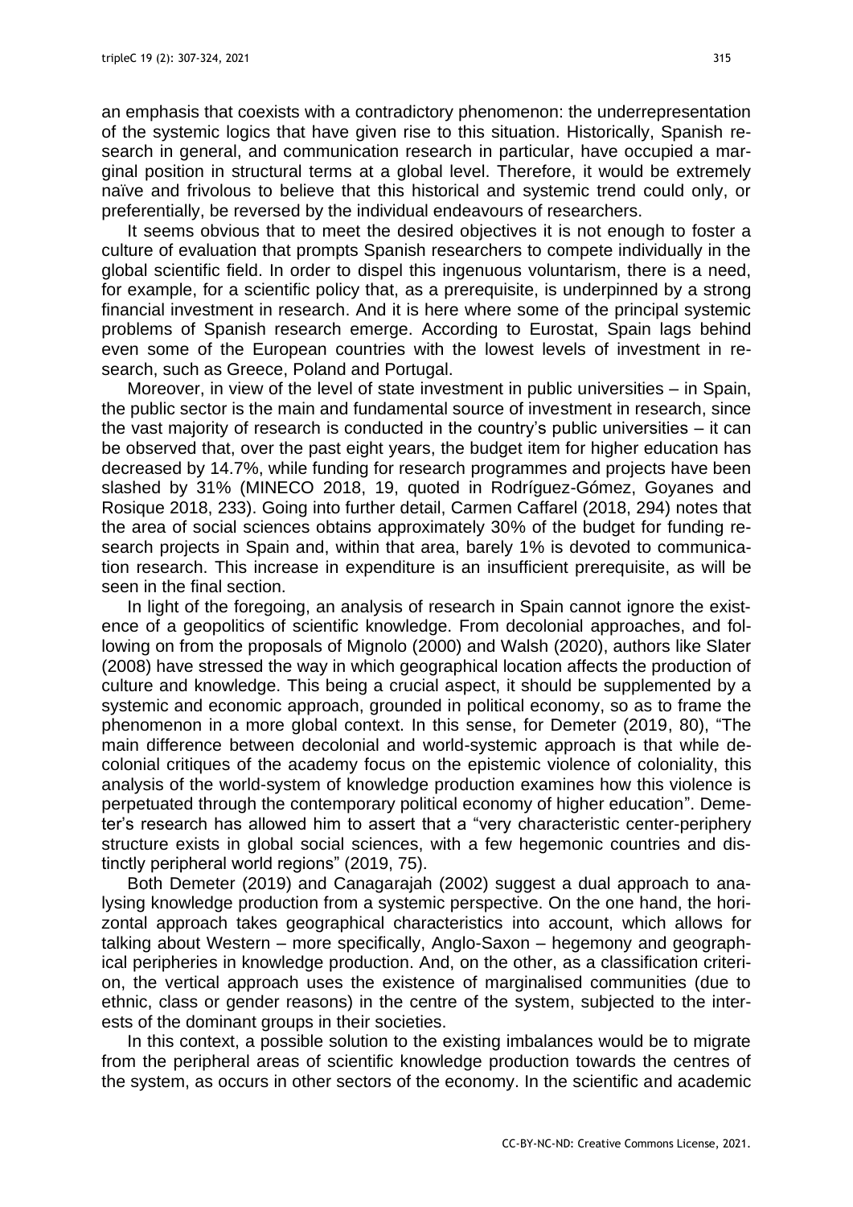an emphasis that coexists with a contradictory phenomenon: the underrepresentation of the systemic logics that have given rise to this situation. Historically, Spanish research in general, and communication research in particular, have occupied a marginal position in structural terms at a global level. Therefore, it would be extremely naïve and frivolous to believe that this historical and systemic trend could only, or preferentially, be reversed by the individual endeavours of researchers.

It seems obvious that to meet the desired objectives it is not enough to foster a culture of evaluation that prompts Spanish researchers to compete individually in the global scientific field. In order to dispel this ingenuous voluntarism, there is a need, for example, for a scientific policy that, as a prerequisite, is underpinned by a strong financial investment in research. And it is here where some of the principal systemic problems of Spanish research emerge. According to Eurostat, Spain lags behind even some of the European countries with the lowest levels of investment in research, such as Greece, Poland and Portugal.

Moreover, in view of the level of state investment in public universities – in Spain, the public sector is the main and fundamental source of investment in research, since the vast majority of research is conducted in the country's public universities – it can be observed that, over the past eight years, the budget item for higher education has decreased by 14.7%, while funding for research programmes and projects have been slashed by 31% (MINECO 2018, 19, quoted in Rodríguez-Gómez, Goyanes and Rosique 2018, 233). Going into further detail, Carmen Caffarel (2018, 294) notes that the area of social sciences obtains approximately 30% of the budget for funding research projects in Spain and, within that area, barely 1% is devoted to communication research. This increase in expenditure is an insufficient prerequisite, as will be seen in the final section.

In light of the foregoing, an analysis of research in Spain cannot ignore the existence of a geopolitics of scientific knowledge. From decolonial approaches, and following on from the proposals of Mignolo (2000) and Walsh (2020), authors like Slater (2008) have stressed the way in which geographical location affects the production of culture and knowledge. This being a crucial aspect, it should be supplemented by a systemic and economic approach, grounded in political economy, so as to frame the phenomenon in a more global context. In this sense, for Demeter (2019, 80), "The main difference between decolonial and world-systemic approach is that while decolonial critiques of the academy focus on the epistemic violence of coloniality, this analysis of the world-system of knowledge production examines how this violence is perpetuated through the contemporary political economy of higher education". Demeter's research has allowed him to assert that a "very characteristic center-periphery structure exists in global social sciences, with a few hegemonic countries and distinctly peripheral world regions" (2019, 75).

Both Demeter (2019) and Canagarajah (2002) suggest a dual approach to analysing knowledge production from a systemic perspective. On the one hand, the horizontal approach takes geographical characteristics into account, which allows for talking about Western – more specifically, Anglo-Saxon – hegemony and geographical peripheries in knowledge production. And, on the other, as a classification criterion, the vertical approach uses the existence of marginalised communities (due to ethnic, class or gender reasons) in the centre of the system, subjected to the interests of the dominant groups in their societies.

In this context, a possible solution to the existing imbalances would be to migrate from the peripheral areas of scientific knowledge production towards the centres of the system, as occurs in other sectors of the economy. In the scientific and academic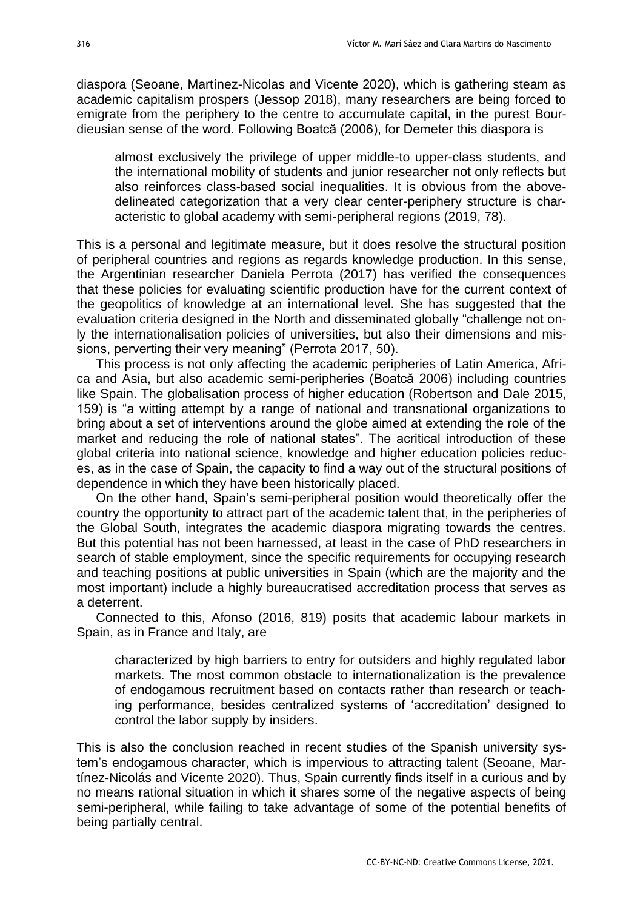diaspora (Seoane, Martínez-Nicolas and Vicente 2020), which is gathering steam as academic capitalism prospers (Jessop 2018), many researchers are being forced to emigrate from the periphery to the centre to accumulate capital, in the purest Bourdieusian sense of the word. Following Boatcă (2006), for Demeter this diaspora is

> almost exclusively the privilege of upper middle-to upper-class students, and the international mobility of students and junior researcher not only reflects but also reinforces class-based social inequalities. It is obvious from the above-delineated categorization that a very clear center-periphery structure is characteristic to global academy with semi-peripheral regions (2019, 78).

This is a personal and legitimate measure, but it does resolve the structural position of peripheral countries and regions as regards knowledge production. In this sense, the Argentinian researcher Daniela Perrota (2017) has verified the consequences that these policies for evaluating scientific production have for the current context of the geopolitics of knowledge at an international level. She has suggested that the evaluation criteria designed in the North and disseminated globally "challenge not only the internationalisation policies of universities, but also their dimensions and missions, perverting their very meaning" (Perrota 2017, 50).

This process is not only affecting the academic peripheries of Latin America, Africa and Asia, but also academic semi-peripheries (Boatcă 2006) including countries like Spain. The globalisation process of higher education (Robertson and Dale 2015, 159) is "a witting attempt by a range of national and transnational organizations to bring about a set of interventions around the globe aimed at extending the role of the market and reducing the role of national states". The acritical introduction of these global criteria into national science, knowledge and higher education policies reduces, as in the case of Spain, the capacity to find a way out of the structural positions of dependence in which they have been historically placed.

On the other hand, Spain's semi-peripheral position would theoretically offer the country the opportunity to attract part of the academic talent that, in the peripheries of the Global South, integrates the academic diaspora migrating towards the centres. But this potential has not been harnessed, at least in the case of PhD researchers in search of stable employment, since the specific requirements for occupying research and teaching positions at public universities in Spain (which are the majority and the most important) include a highly bureaucratised accreditation process that serves as a deterrent.

Connected to this, Afonso (2016, 819) posits that academic labour markets in Spain, as in France and Italy, are

> characterized by high barriers to entry for outsiders and highly regulated labor markets. The most common obstacle to internationalization is the prevalence of endogamous recruitment based on contacts rather than research or teaching performance, besides centralized systems of 'accreditation' designed to control the labor supply by insiders.

This is also the conclusion reached in recent studies of the Spanish university system's endogamous character, which is impervious to attracting talent (Seoane, Martínez-Nicolás and Vicente 2020). Thus, Spain currently finds itself in a curious and by no means rational situation in which it shares some of the negative aspects of being semi-peripheral, while failing to take advantage of some of the potential benefits of being partially central.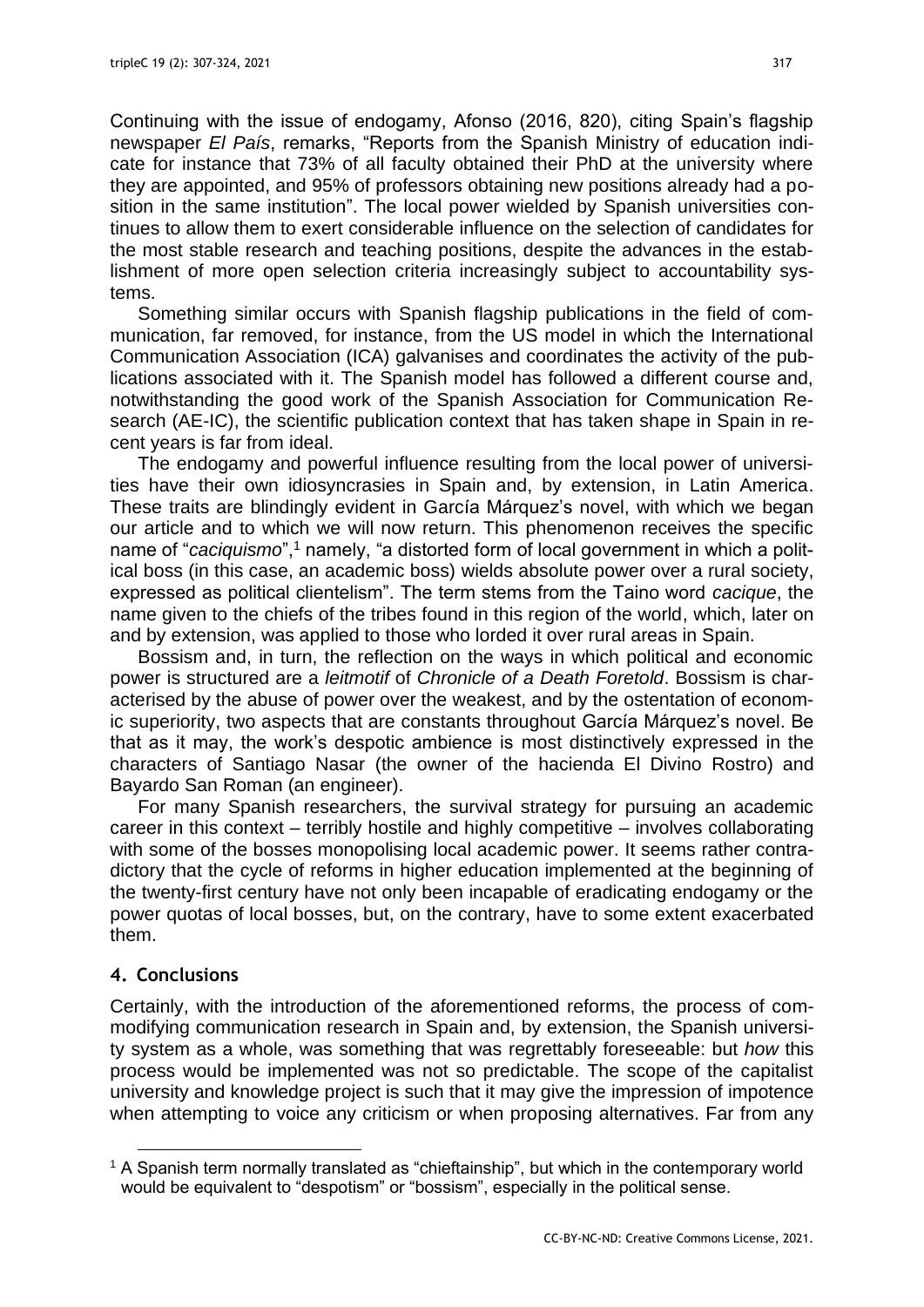Continuing with the issue of endogamy, Afonso (2016, 820), citing Spain's flagship newspaper *El País*, remarks, "Reports from the Spanish Ministry of education indicate for instance that 73% of all faculty obtained their PhD at the university where they are appointed, and 95% of professors obtaining new positions already had a position in the same institution". The local power wielded by Spanish universities continues to allow them to exert considerable influence on the selection of candidates for the most stable research and teaching positions, despite the advances in the establishment of more open selection criteria increasingly subject to accountability systems.

Something similar occurs with Spanish flagship publications in the field of communication, far removed, for instance, from the US model in which the International Communication Association (ICA) galvanises and coordinates the activity of the publications associated with it. The Spanish model has followed a different course and, notwithstanding the good work of the Spanish Association for Communication Research (AE-IC), the scientific publication context that has taken shape in Spain in recent years is far from ideal.

The endogamy and powerful influence resulting from the local power of universities have their own idiosyncrasies in Spain and, by extension, in Latin America. These traits are blindingly evident in García Márquez's novel, with which we began our article and to which we will now return. This phenomenon receives the specific name of "*caciquismo*",[1] namely, "a distorted form of local government in which a political boss (in this case, an academic boss) wields absolute power over a rural society, expressed as political clientelism". The term stems from the Taino word *cacique*, the name given to the chiefs of the tribes found in this region of the world, which, later on and by extension, was applied to those who lorded it over rural areas in Spain.

Bossism and, in turn, the reflection on the ways in which political and economic power is structured are a *leitmotif* of *Chronicle of a Death Foretold*. Bossism is characterised by the abuse of power over the weakest, and by the ostentation of economic superiority, two aspects that are constants throughout García Márquez's novel. Be that as it may, the work's despotic ambience is most distinctively expressed in the characters of Santiago Nasar (the owner of the hacienda El Divino Rostro) and Bayardo San Roman (an engineer).

For many Spanish researchers, the survival strategy for pursuing an academic career in this context – terribly hostile and highly competitive – involves collaborating with some of the bosses monopolising local academic power. It seems rather contradictory that the cycle of reforms in higher education implemented at the beginning of the twenty-first century have not only been incapable of eradicating endogamy or the power quotas of local bosses, but, on the contrary, have to some extent exacerbated them.

## 4. Conclusions

Certainly, with the introduction of the aforementioned reforms, the process of commodifying communication research in Spain and, by extension, the Spanish university system as a whole, was something that was regrettably foreseeable: but *how* this process would be implemented was not so predictable. The scope of the capitalist university and knowledge project is such that it may give the impression of impotence when attempting to voice any criticism or when proposing alternatives. Far from any

[1] A Spanish term normally translated as "chieftainship", but which in the contemporary world would be equivalent to "despotism" or "bossism", especially in the political sense.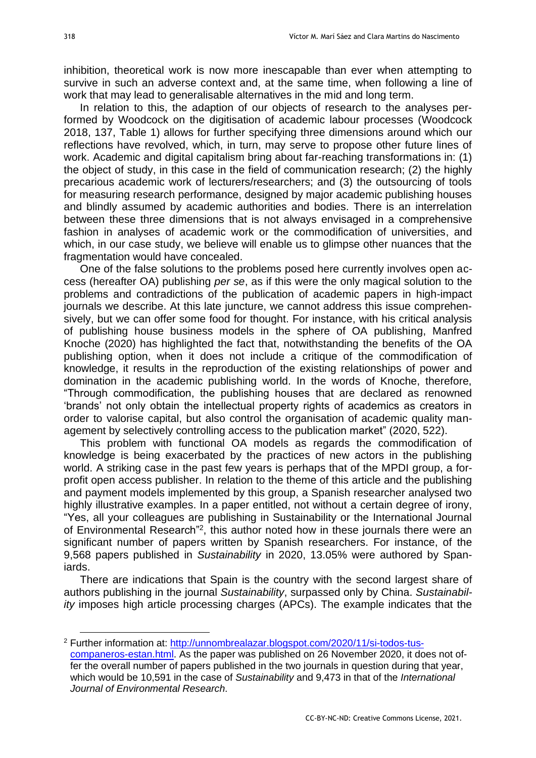inhibition, theoretical work is now more inescapable than ever when attempting to survive in such an adverse context and, at the same time, when following a line of work that may lead to generalisable alternatives in the mid and long term.

In relation to this, the adaption of our objects of research to the analyses performed by Woodcock on the digitisation of academic labour processes (Woodcock 2018, 137, Table 1) allows for further specifying three dimensions around which our reflections have revolved, which, in turn, may serve to propose other future lines of work. Academic and digital capitalism bring about far-reaching transformations in: (1) the object of study, in this case in the field of communication research; (2) the highly precarious academic work of lecturers/researchers; and (3) the outsourcing of tools for measuring research performance, designed by major academic publishing houses and blindly assumed by academic authorities and bodies. There is an interrelation between these three dimensions that is not always envisaged in a comprehensive fashion in analyses of academic work or the commodification of universities, and which, in our case study, we believe will enable us to glimpse other nuances that the fragmentation would have concealed.

One of the false solutions to the problems posed here currently involves open access (hereafter OA) publishing *per se*, as if this were the only magical solution to the problems and contradictions of the publication of academic papers in high-impact journals we describe. At this late juncture, we cannot address this issue comprehensively, but we can offer some food for thought. For instance, with his critical analysis of publishing house business models in the sphere of OA publishing, Manfred Knoche (2020) has highlighted the fact that, notwithstanding the benefits of the OA publishing option, when it does not include a critique of the commodification of knowledge, it results in the reproduction of the existing relationships of power and domination in the academic publishing world. In the words of Knoche, therefore, "Through commodification, the publishing houses that are declared as renowned 'brands' not only obtain the intellectual property rights of academics as creators in order to valorise capital, but also control the organisation of academic quality management by selectively controlling access to the publication market" (2020, 522).

This problem with functional OA models as regards the commodification of knowledge is being exacerbated by the practices of new actors in the publishing world. A striking case in the past few years is perhaps that of the MPDI group, a for-profit open access publisher. In relation to the theme of this article and the publishing and payment models implemented by this group, a Spanish researcher analysed two highly illustrative examples. In a paper entitled, not without a certain degree of irony, "Yes, all your colleagues are publishing in Sustainability or the International Journal of Environmental Research"[2], this author noted how in these journals there were an significant number of papers written by Spanish researchers. For instance, of the 9,568 papers published in *Sustainability* in 2020, 13.05% were authored by Spaniards.

There are indications that Spain is the country with the second largest share of authors publishing in the journal *Sustainability*, surpassed only by China. *Sustainability* imposes high article processing charges (APCs). The example indicates that the

[2] Further information at: http://unnombrealazar.blogspot.com/2020/11/si-todos-tus-companeros-estan.html. As the paper was published on 26 November 2020, it does not offer the overall number of papers published in the two journals in question during that year, which would be 10,591 in the case of *Sustainability* and 9,473 in that of the *International Journal of Environmental Research*.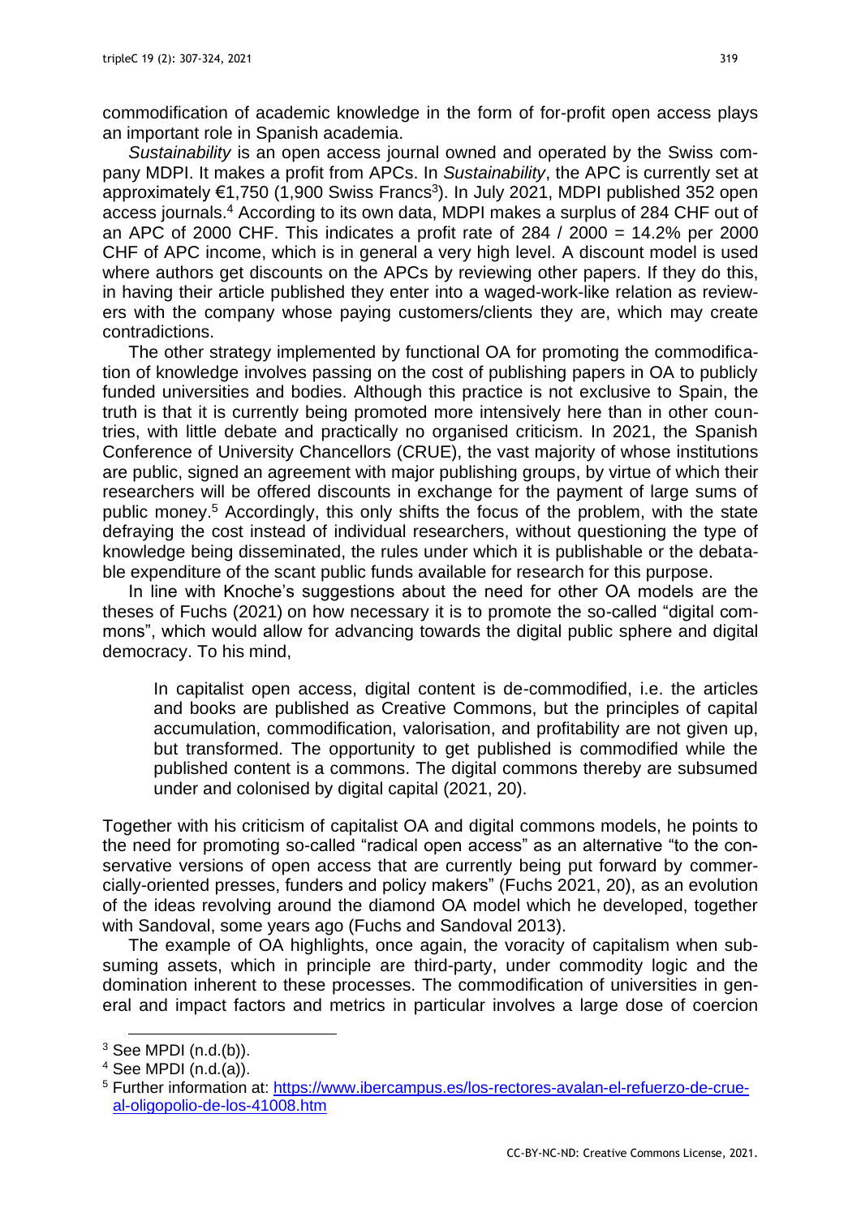commodification of academic knowledge in the form of for-profit open access plays an important role in Spanish academia.

*Sustainability* is an open access journal owned and operated by the Swiss company MDPI. It makes a profit from APCs. In *Sustainability*, the APC is currently set at approximately €1,750 (1,900 Swiss Francs[3]). In July 2021, MDPI published 352 open access journals.[4] According to its own data, MDPI makes a surplus of 284 CHF out of an APC of 2000 CHF. This indicates a profit rate of 284 / 2000 = 14.2% per 2000 CHF of APC income, which is in general a very high level. A discount model is used where authors get discounts on the APCs by reviewing other papers. If they do this, in having their article published they enter into a waged-work-like relation as reviewers with the company whose paying customers/clients they are, which may create contradictions.

The other strategy implemented by functional OA for promoting the commodification of knowledge involves passing on the cost of publishing papers in OA to publicly funded universities and bodies. Although this practice is not exclusive to Spain, the truth is that it is currently being promoted more intensively here than in other countries, with little debate and practically no organised criticism. In 2021, the Spanish Conference of University Chancellors (CRUE), the vast majority of whose institutions are public, signed an agreement with major publishing groups, by virtue of which their researchers will be offered discounts in exchange for the payment of large sums of public money.[5] Accordingly, this only shifts the focus of the problem, with the state defraying the cost instead of individual researchers, without questioning the type of knowledge being disseminated, the rules under which it is publishable or the debatable expenditure of the scant public funds available for research for this purpose.

In line with Knoche's suggestions about the need for other OA models are the theses of Fuchs (2021) on how necessary it is to promote the so-called "digital commons", which would allow for advancing towards the digital public sphere and digital democracy. To his mind,

> In capitalist open access, digital content is de-commodified, i.e. the articles and books are published as Creative Commons, but the principles of capital accumulation, commodification, valorisation, and profitability are not given up, but transformed. The opportunity to get published is commodified while the published content is a commons. The digital commons thereby are subsumed under and colonised by digital capital (2021, 20).

Together with his criticism of capitalist OA and digital commons models, he points to the need for promoting so-called "radical open access" as an alternative "to the conservative versions of open access that are currently being put forward by commercially-oriented presses, funders and policy makers" (Fuchs 2021, 20), as an evolution of the ideas revolving around the diamond OA model which he developed, together with Sandoval, some years ago (Fuchs and Sandoval 2013).

The example of OA highlights, once again, the voracity of capitalism when subsuming assets, which in principle are third-party, under commodity logic and the domination inherent to these processes. The commodification of universities in general and impact factors and metrics in particular involves a large dose of coercion

---

[3] See MPDI (n.d.(b)).

[4] See MPDI (n.d.(a)).

[5] Further information at: https://www.ibercampus.es/los-rectores-avalan-el-refuerzo-de-crue-al-oligopolio-de-los-41008.htm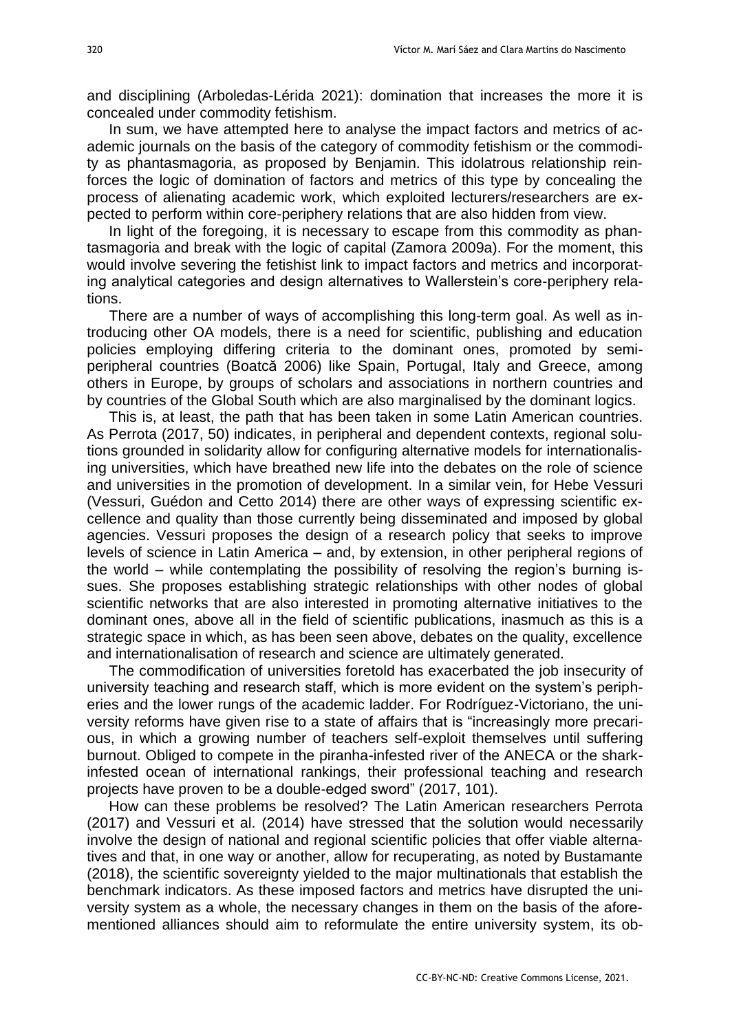and disciplining (Arboledas-Lérida 2021): domination that increases the more it is concealed under commodity fetishism.

In sum, we have attempted here to analyse the impact factors and metrics of academic journals on the basis of the category of commodity fetishism or the commodity as phantasmagoria, as proposed by Benjamin. This idolatrous relationship reinforces the logic of domination of factors and metrics of this type by concealing the process of alienating academic work, which exploited lecturers/researchers are expected to perform within core-periphery relations that are also hidden from view.

In light of the foregoing, it is necessary to escape from this commodity as phantasmagoria and break with the logic of capital (Zamora 2009a). For the moment, this would involve severing the fetishist link to impact factors and metrics and incorporating analytical categories and design alternatives to Wallerstein's core-periphery relations.

There are a number of ways of accomplishing this long-term goal. As well as introducing other OA models, there is a need for scientific, publishing and education policies employing differing criteria to the dominant ones, promoted by semi-peripheral countries (Boatcă 2006) like Spain, Portugal, Italy and Greece, among others in Europe, by groups of scholars and associations in northern countries and by countries of the Global South which are also marginalised by the dominant logics.

This is, at least, the path that has been taken in some Latin American countries. As Perrota (2017, 50) indicates, in peripheral and dependent contexts, regional solutions grounded in solidarity allow for configuring alternative models for internationalising universities, which have breathed new life into the debates on the role of science and universities in the promotion of development. In a similar vein, for Hebe Vessuri (Vessuri, Guédon and Cetto 2014) there are other ways of expressing scientific excellence and quality than those currently being disseminated and imposed by global agencies. Vessuri proposes the design of a research policy that seeks to improve levels of science in Latin America – and, by extension, in other peripheral regions of the world – while contemplating the possibility of resolving the region's burning issues. She proposes establishing strategic relationships with other nodes of global scientific networks that are also interested in promoting alternative initiatives to the dominant ones, above all in the field of scientific publications, inasmuch as this is a strategic space in which, as has been seen above, debates on the quality, excellence and internationalisation of research and science are ultimately generated.

The commodification of universities foretold has exacerbated the job insecurity of university teaching and research staff, which is more evident on the system's peripheries and the lower rungs of the academic ladder. For Rodríguez-Victoriano, the university reforms have given rise to a state of affairs that is "increasingly more precarious, in which a growing number of teachers self-exploit themselves until suffering burnout. Obliged to compete in the piranha-infested river of the ANECA or the shark-infested ocean of international rankings, their professional teaching and research projects have proven to be a double-edged sword" (2017, 101).

How can these problems be resolved? The Latin American researchers Perrota (2017) and Vessuri et al. (2014) have stressed that the solution would necessarily involve the design of national and regional scientific policies that offer viable alternatives and that, in one way or another, allow for recuperating, as noted by Bustamante (2018), the scientific sovereignty yielded to the major multinationals that establish the benchmark indicators. As these imposed factors and metrics have disrupted the university system as a whole, the necessary changes in them on the basis of the aforementioned alliances should aim to reformulate the entire university system, its ob-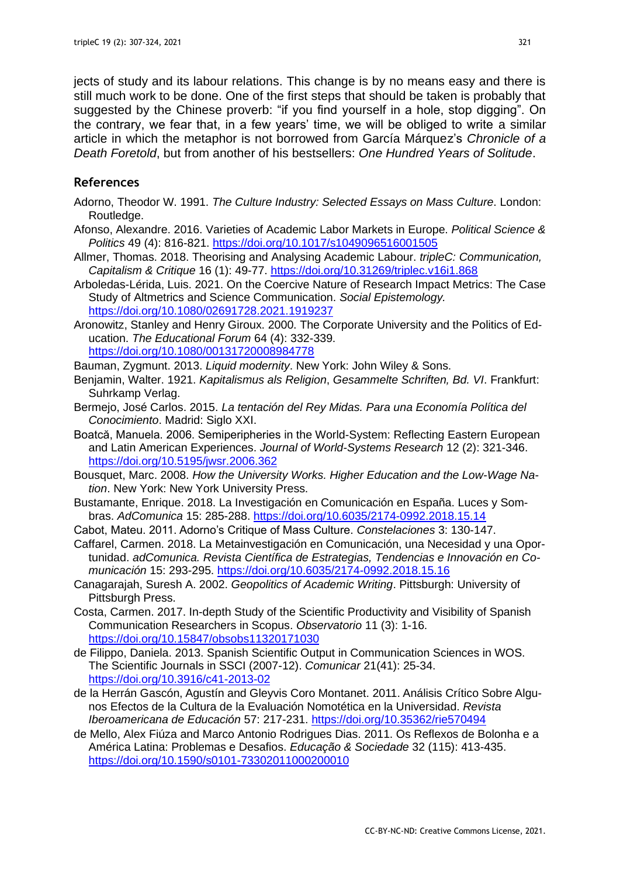jects of study and its labour relations. This change is by no means easy and there is still much work to be done. One of the first steps that should be taken is probably that suggested by the Chinese proverb: "if you find yourself in a hole, stop digging". On the contrary, we fear that, in a few years' time, we will be obliged to write a similar article in which the metaphor is not borrowed from García Márquez's *Chronicle of a Death Foretold*, but from another of his bestsellers: *One Hundred Years of Solitude*.

## References

Adorno, Theodor W. 1991. *The Culture Industry: Selected Essays on Mass Culture*. London: Routledge.

Afonso, Alexandre. 2016. Varieties of Academic Labor Markets in Europe. *Political Science & Politics* 49 (4): 816-821. https://doi.org/10.1017/s1049096516001505

Allmer, Thomas. 2018. Theorising and Analysing Academic Labour. *tripleC: Communication, Capitalism & Critique* 16 (1): 49-77. https://doi.org/10.31269/triplec.v16i1.868

Arboledas-Lérida, Luis. 2021. On the Coercive Nature of Research Impact Metrics: The Case Study of Altmetrics and Science Communication. *Social Epistemology.* https://doi.org/10.1080/02691728.2021.1919237

Aronowitz, Stanley and Henry Giroux. 2000. The Corporate University and the Politics of Education. *The Educational Forum* 64 (4): 332-339. https://doi.org/10.1080/00131720008984778

Bauman, Zygmunt. 2013. *Liquid modernity*. New York: John Wiley & Sons.

Benjamin, Walter. 1921. *Kapitalismus als Religion*, *Gesammelte Schriften, Bd. VI*. Frankfurt: Suhrkamp Verlag.

Bermejo, José Carlos. 2015. *La tentación del Rey Midas. Para una Economía Política del Conocimiento*. Madrid: Siglo XXI.

Boatcă, Manuela. 2006. Semiperipheries in the World-System: Reflecting Eastern European and Latin American Experiences. *Journal of World-Systems Research* 12 (2): 321-346. https://doi.org/10.5195/jwsr.2006.362

Bousquet, Marc. 2008. *How the University Works. Higher Education and the Low-Wage Nation*. New York: New York University Press.

Bustamante, Enrique. 2018. La Investigación en Comunicación en España. Luces y Sombras. *AdComunica* 15: 285-288. https://doi.org/10.6035/2174-0992.2018.15.14

Cabot, Mateu. 2011. Adorno's Critique of Mass Culture. *Constelaciones* 3: 130-147.

Caffarel, Carmen. 2018. La Metainvestigación en Comunicación, una Necesidad y una Oportunidad. *adComunica. Revista Científica de Estrategias, Tendencias e Innovación en Comunicación* 15: 293-295. https://doi.org/10.6035/2174-0992.2018.15.16

Canagarajah, Suresh A. 2002. *Geopolitics of Academic Writing*. Pittsburgh: University of Pittsburgh Press.

Costa, Carmen. 2017. In-depth Study of the Scientific Productivity and Visibility of Spanish Communication Researchers in Scopus. *Observatorio* 11 (3): 1-16. https://doi.org/10.15847/obsobs11320171030

de Filippo, Daniela. 2013. Spanish Scientific Output in Communication Sciences in WOS. The Scientific Journals in SSCI (2007-12). *Comunicar* 21(41): 25-34. https://doi.org/10.3916/c41-2013-02

de la Herrán Gascón, Agustín and Gleyvis Coro Montanet. 2011. Análisis Crítico Sobre Algunos Efectos de la Cultura de la Evaluación Nomotética en la Universidad. *Revista Iberoamericana de Educación* 57: 217-231. https://doi.org/10.35362/rie570494

de Mello, Alex Fiúza and Marco Antonio Rodrigues Dias. 2011. Os Reflexos de Bolonha e a América Latina: Problemas e Desafios. *Educação & Sociedade* 32 (115): 413-435. https://doi.org/10.1590/s0101-73302011000200010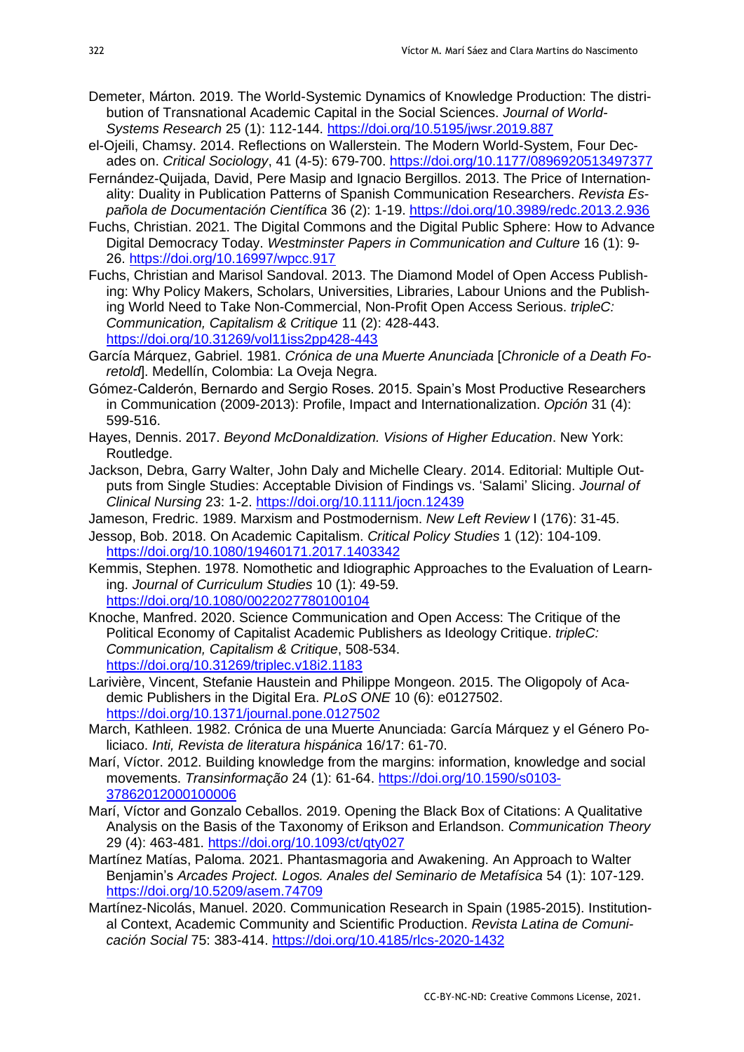Demeter, Márton. 2019. The World-Systemic Dynamics of Knowledge Production: The distribution of Transnational Academic Capital in the Social Sciences. *Journal of World-Systems Research* 25 (1): 112-144. https://doi.org/10.5195/jwsr.2019.887

el-Ojeili, Chamsy. 2014. Reflections on Wallerstein. The Modern World-System, Four Decades on. *Critical Sociology*, 41 (4-5): 679-700. https://doi.org/10.1177/0896920513497377

Fernández-Quijada, David, Pere Masip and Ignacio Bergillos. 2013. The Price of Internationality: Duality in Publication Patterns of Spanish Communication Researchers. *Revista Española de Documentación Científica* 36 (2): 1-19. https://doi.org/10.3989/redc.2013.2.936

Fuchs, Christian. 2021. The Digital Commons and the Digital Public Sphere: How to Advance Digital Democracy Today. *Westminster Papers in Communication and Culture* 16 (1): 9-26. https://doi.org/10.16997/wpcc.917

Fuchs, Christian and Marisol Sandoval. 2013. The Diamond Model of Open Access Publishing: Why Policy Makers, Scholars, Universities, Libraries, Labour Unions and the Publishing World Need to Take Non-Commercial, Non-Profit Open Access Serious. *tripleC: Communication, Capitalism & Critique* 11 (2): 428-443. https://doi.org/10.31269/vol11iss2pp428-443

García Márquez, Gabriel. 1981. *Crónica de una Muerte Anunciada* [*Chronicle of a Death Foretold*]. Medellín, Colombia: La Oveja Negra.

Gómez-Calderón, Bernardo and Sergio Roses. 2015. Spain's Most Productive Researchers in Communication (2009-2013): Profile, Impact and Internationalization. *Opción* 31 (4): 599-516.

Hayes, Dennis. 2017. *Beyond McDonaldization. Visions of Higher Education*. New York: Routledge.

Jackson, Debra, Garry Walter, John Daly and Michelle Cleary. 2014. Editorial: Multiple Outputs from Single Studies: Acceptable Division of Findings vs. 'Salami' Slicing. *Journal of Clinical Nursing* 23: 1-2. https://doi.org/10.1111/jocn.12439

Jameson, Fredric. 1989. Marxism and Postmodernism. *New Left Review* I (176): 31-45.

Jessop, Bob. 2018. On Academic Capitalism. *Critical Policy Studies* 1 (12): 104-109. https://doi.org/10.1080/19460171.2017.1403342

Kemmis, Stephen. 1978. Nomothetic and Idiographic Approaches to the Evaluation of Learning. *Journal of Curriculum Studies* 10 (1): 49-59. https://doi.org/10.1080/0022027780100104

Knoche, Manfred. 2020. Science Communication and Open Access: The Critique of the Political Economy of Capitalist Academic Publishers as Ideology Critique. *tripleC: Communication, Capitalism & Critique*, 508-534. https://doi.org/10.31269/triplec.v18i2.1183

Larivière, Vincent, Stefanie Haustein and Philippe Mongeon. 2015. The Oligopoly of Academic Publishers in the Digital Era. *PLoS ONE* 10 (6): e0127502. https://doi.org/10.1371/journal.pone.0127502

March, Kathleen. 1982. Crónica de una Muerte Anunciada: García Márquez y el Género Policiaco. *Inti, Revista de literatura hispánica* 16/17: 61-70.

Marí, Víctor. 2012. Building knowledge from the margins: information, knowledge and social movements. *Transinformação* 24 (1): 61-64. https://doi.org/10.1590/s0103-37862012000100006

Marí, Víctor and Gonzalo Ceballos. 2019. Opening the Black Box of Citations: A Qualitative Analysis on the Basis of the Taxonomy of Erikson and Erlandson. *Communication Theory* 29 (4): 463-481. https://doi.org/10.1093/ct/qty027

Martínez Matías, Paloma. 2021. Phantasmagoria and Awakening. An Approach to Walter Benjamin's *Arcades Project. Logos. Anales del Seminario de Metafísica* 54 (1): 107-129. https://doi.org/10.5209/asem.74709

Martínez-Nicolás, Manuel. 2020. Communication Research in Spain (1985-2015). Institutional Context, Academic Community and Scientific Production. *Revista Latina de Comunicación Social* 75: 383-414. https://doi.org/10.4185/rlcs-2020-1432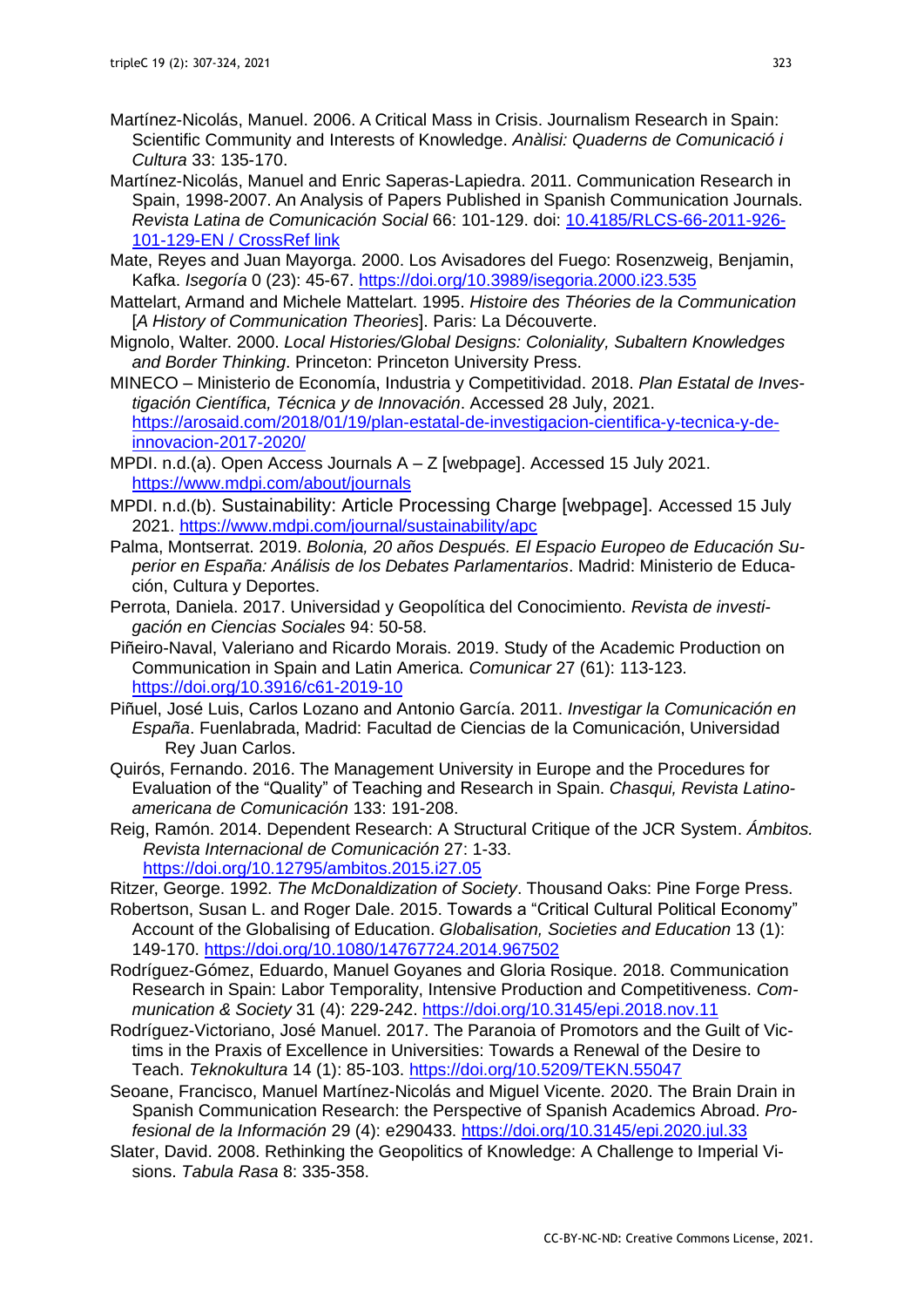Martínez-Nicolás, Manuel. 2006. A Critical Mass in Crisis. Journalism Research in Spain: Scientific Community and Interests of Knowledge. *Anàlisi: Quaderns de Comunicació i Cultura* 33: 135-170.

Martínez-Nicolás, Manuel and Enric Saperas-Lapiedra. 2011. Communication Research in Spain, 1998-2007. An Analysis of Papers Published in Spanish Communication Journals. *Revista Latina de Comunicación Social* 66: 101-129. doi: 10.4185/RLCS-66-2011-926-101-129-EN / CrossRef link

Mate, Reyes and Juan Mayorga. 2000. Los Avisadores del Fuego: Rosenzweig, Benjamin, Kafka. *Isegoría* 0 (23): 45-67. https://doi.org/10.3989/isegoria.2000.i23.535

Mattelart, Armand and Michele Mattelart. 1995. *Histoire des Théories de la Communication* [*A History of Communication Theories*]. Paris: La Découverte.

Mignolo, Walter. 2000. *Local Histories/Global Designs: Coloniality, Subaltern Knowledges and Border Thinking*. Princeton: Princeton University Press.

MINECO – Ministerio de Economía, Industria y Competitividad. 2018. *Plan Estatal de Investigación Científica, Técnica y de Innovación*. Accessed 28 July, 2021. https://arosaid.com/2018/01/19/plan-estatal-de-investigacion-cientifica-y-tecnica-y-de-innovacion-2017-2020/

MPDI. n.d.(a). Open Access Journals A – Z [webpage]. Accessed 15 July 2021. https://www.mdpi.com/about/journals

MPDI. n.d.(b). Sustainability: Article Processing Charge [webpage]. Accessed 15 July 2021. https://www.mdpi.com/journal/sustainability/apc

Palma, Montserrat. 2019. *Bolonia, 20 años Después. El Espacio Europeo de Educación Superior en España: Análisis de los Debates Parlamentarios*. Madrid: Ministerio de Educación, Cultura y Deportes.

Perrota, Daniela. 2017. Universidad y Geopolítica del Conocimiento. *Revista de investigación en Ciencias Sociales* 94: 50-58.

Piñeiro-Naval, Valeriano and Ricardo Morais. 2019. Study of the Academic Production on Communication in Spain and Latin America. *Comunicar* 27 (61): 113-123. https://doi.org/10.3916/c61-2019-10

Piñuel, José Luis, Carlos Lozano and Antonio García. 2011. *Investigar la Comunicación en España*. Fuenlabrada, Madrid: Facultad de Ciencias de la Comunicación, Universidad Rey Juan Carlos.

Quirós, Fernando. 2016. The Management University in Europe and the Procedures for Evaluation of the "Quality" of Teaching and Research in Spain. *Chasqui, Revista Latinoamericana de Comunicación* 133: 191-208.

Reig, Ramón. 2014. Dependent Research: A Structural Critique of the JCR System. *Ámbitos. Revista Internacional de Comunicación* 27: 1-33. https://doi.org/10.12795/ambitos.2015.i27.05

Ritzer, George. 1992. *The McDonaldization of Society*. Thousand Oaks: Pine Forge Press.

Robertson, Susan L. and Roger Dale. 2015. Towards a "Critical Cultural Political Economy" Account of the Globalising of Education. *Globalisation, Societies and Education* 13 (1): 149-170. https://doi.org/10.1080/14767724.2014.967502

Rodríguez-Gómez, Eduardo, Manuel Goyanes and Gloria Rosique. 2018. Communication Research in Spain: Labor Temporality, Intensive Production and Competitiveness. *Communication & Society* 31 (4): 229-242. https://doi.org/10.3145/epi.2018.nov.11

Rodríguez-Victoriano, José Manuel. 2017. The Paranoia of Promotors and the Guilt of Victims in the Praxis of Excellence in Universities: Towards a Renewal of the Desire to Teach. *Teknokultura* 14 (1): 85-103. https://doi.org/10.5209/TEKN.55047

Seoane, Francisco, Manuel Martínez-Nicolás and Miguel Vicente. 2020. The Brain Drain in Spanish Communication Research: the Perspective of Spanish Academics Abroad. *Profesional de la Información* 29 (4): e290433. https://doi.org/10.3145/epi.2020.jul.33

Slater, David. 2008. Rethinking the Geopolitics of Knowledge: A Challenge to Imperial Visions. *Tabula Rasa* 8: 335-358.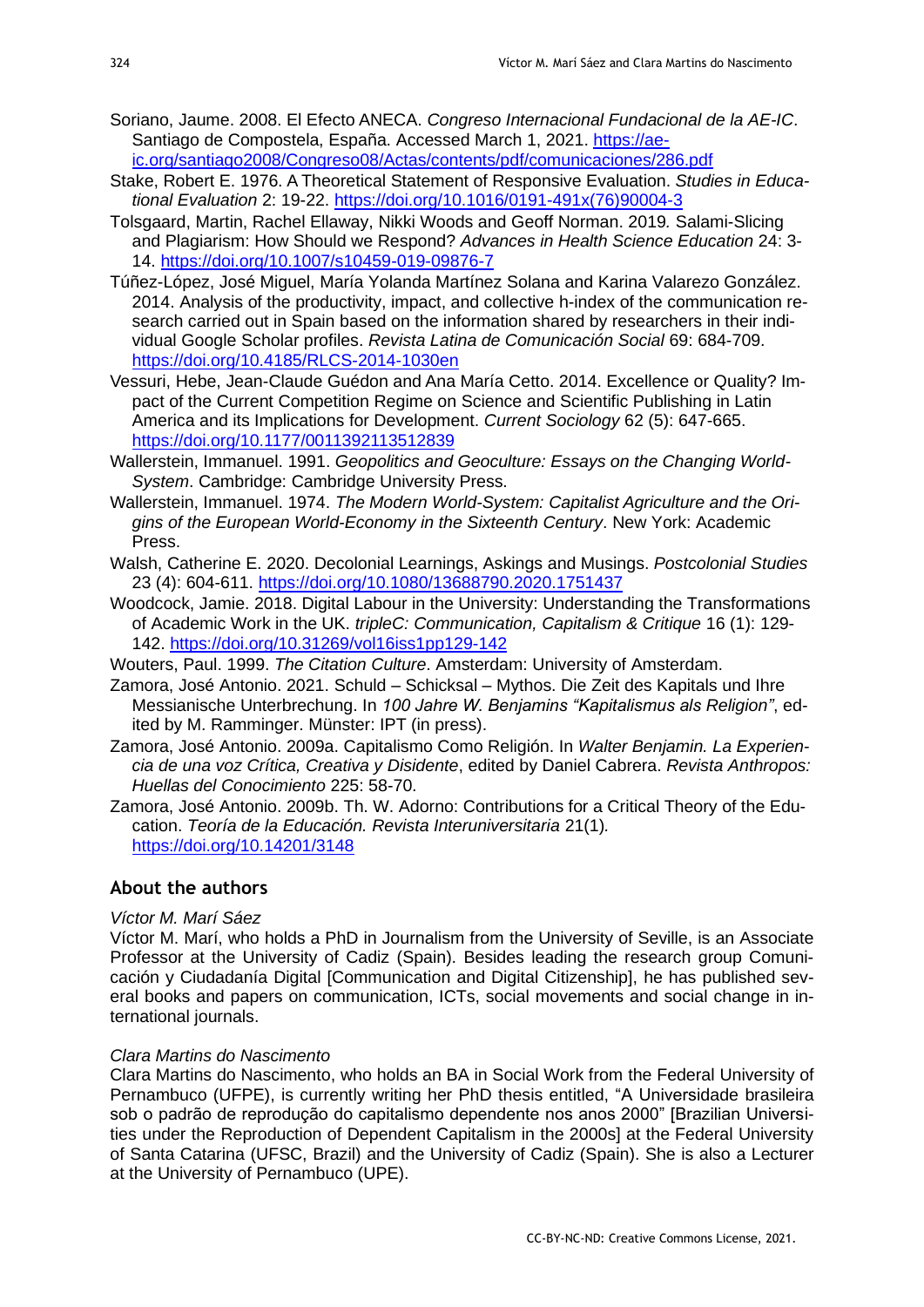Soriano, Jaume. 2008. El Efecto ANECA. *Congreso Internacional Fundacional de la AE-IC*. Santiago de Compostela, España. Accessed March 1, 2021. https://ae-ic.org/santiago2008/Congreso08/Actas/contents/pdf/comunicaciones/286.pdf

Stake, Robert E. 1976. A Theoretical Statement of Responsive Evaluation. *Studies in Educational Evaluation* 2: 19-22. https://doi.org/10.1016/0191-491x(76)90004-3

Tolsgaard, Martin, Rachel Ellaway, Nikki Woods and Geoff Norman. 2019. Salami-Slicing and Plagiarism: How Should we Respond? *Advances in Health Science Education* 24: 3-14. https://doi.org/10.1007/s10459-019-09876-7

Túñez-López, José Miguel, María Yolanda Martínez Solana and Karina Valarezo González. 2014. Analysis of the productivity, impact, and collective h-index of the communication research carried out in Spain based on the information shared by researchers in their individual Google Scholar profiles. *Revista Latina de Comunicación Social* 69: 684-709. https://doi.org/10.4185/RLCS-2014-1030en

Vessuri, Hebe, Jean-Claude Guédon and Ana María Cetto. 2014. Excellence or Quality? Impact of the Current Competition Regime on Science and Scientific Publishing in Latin America and its Implications for Development. *Current Sociology* 62 (5): 647-665. https://doi.org/10.1177/0011392113512839

Wallerstein, Immanuel. 1991. *Geopolitics and Geoculture: Essays on the Changing World-System*. Cambridge: Cambridge University Press.

Wallerstein, Immanuel. 1974. *The Modern World-System: Capitalist Agriculture and the Origins of the European World-Economy in the Sixteenth Century*. New York: Academic Press.

Walsh, Catherine E. 2020. Decolonial Learnings, Askings and Musings. *Postcolonial Studies* 23 (4): 604-611. https://doi.org/10.1080/13688790.2020.1751437

Woodcock, Jamie. 2018. Digital Labour in the University: Understanding the Transformations of Academic Work in the UK. *tripleC: Communication, Capitalism & Critique* 16 (1): 129-142. https://doi.org/10.31269/vol16iss1pp129-142

Wouters, Paul. 1999. *The Citation Culture*. Amsterdam: University of Amsterdam.

Zamora, José Antonio. 2021. Schuld – Schicksal – Mythos. Die Zeit des Kapitals und Ihre Messianische Unterbrechung. In *100 Jahre W. Benjamins "Kapitalismus als Religion"*, edited by M. Ramminger. Münster: IPT (in press).

Zamora, José Antonio. 2009a. Capitalismo Como Religión. In *Walter Benjamin. La Experiencia de una voz Crítica, Creativa y Disidente*, edited by Daniel Cabrera. *Revista Anthropos: Huellas del Conocimiento* 225: 58-70.

Zamora, José Antonio. 2009b. Th. W. Adorno: Contributions for a Critical Theory of the Education. *Teoría de la Educación. Revista Interuniversitaria* 21(1). https://doi.org/10.14201/3148

## About the authors

*Víctor M. Marí Sáez*

Víctor M. Marí, who holds a PhD in Journalism from the University of Seville, is an Associate Professor at the University of Cadiz (Spain). Besides leading the research group Comunicación y Ciudadanía Digital [Communication and Digital Citizenship], he has published several books and papers on communication, ICTs, social movements and social change in international journals.

*Clara Martins do Nascimento*

Clara Martins do Nascimento, who holds an BA in Social Work from the Federal University of Pernambuco (UFPE), is currently writing her PhD thesis entitled, "A Universidade brasileira sob o padrão de reprodução do capitalismo dependente nos anos 2000" [Brazilian Universities under the Reproduction of Dependent Capitalism in the 2000s] at the Federal University of Santa Catarina (UFSC, Brazil) and the University of Cadiz (Spain). She is also a Lecturer at the University of Pernambuco (UPE).